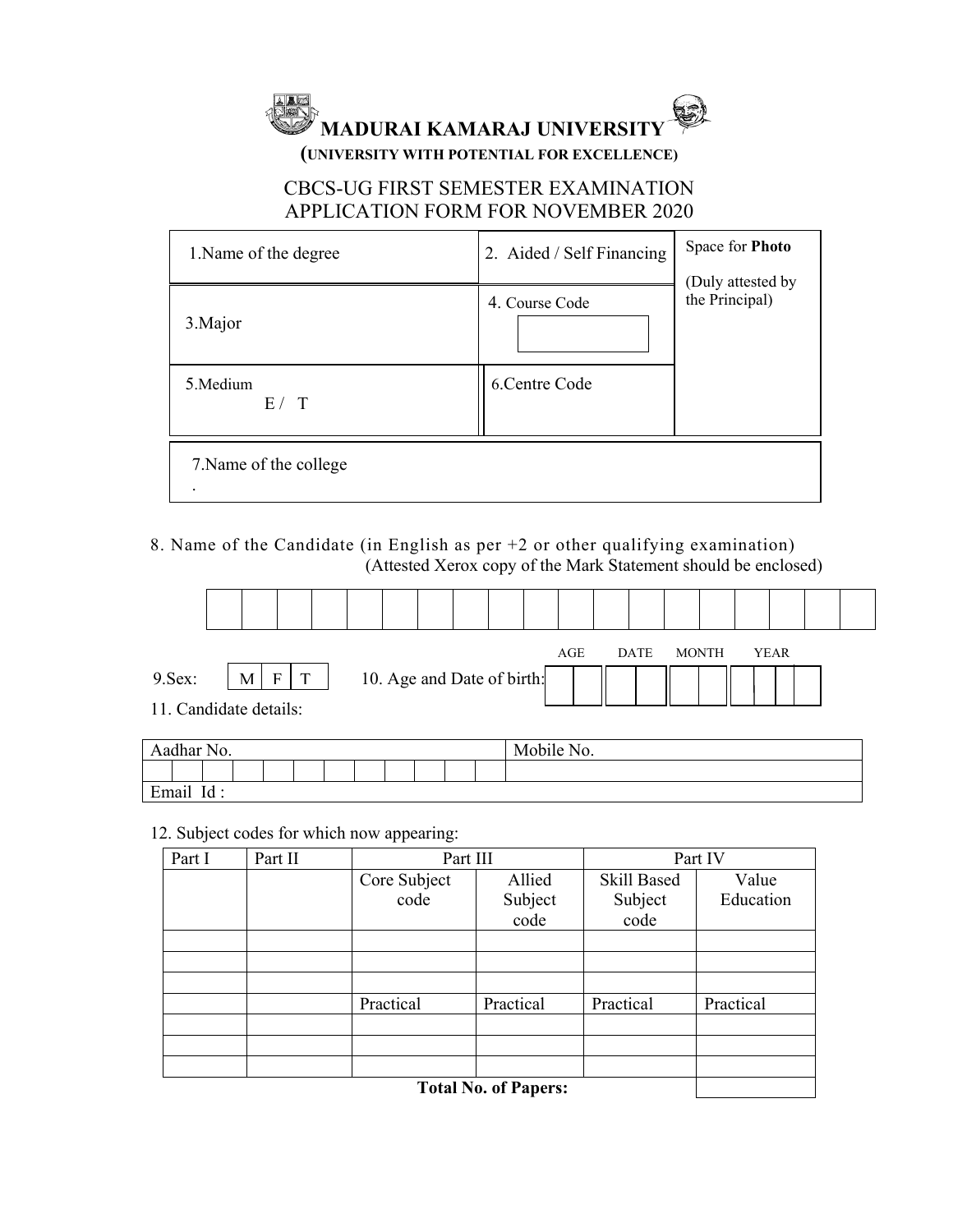# MADURAI KAMARAJ UNIVERSITY

**(UNIVERSITY WITH POTENTIAL FOR EXCELLENCE)**

## CBCS-UG FIRST SEMESTER EXAMINATION APPLICATION FORM FOR NOVEMBER 2020

| 1.Name of the degree | 2. Aided / Self Financing | Space for **Photo** (Duly attested by the Principal) |
|---|---|---|
| 3.Major | 4. Course Code | |
| 5.Medium E / T | 6.Centre Code | |
| 7.Name of the college . | | |

8. Name of the Candidate (in English as per +2 or other qualifying examination)
(Attested Xerox copy of the Mark Statement should be enclosed)

| | | | | | | | | | | | | | | | | | | |
|---|---|---|---|---|---|---|---|---|---|---|---|---|---|---|---|---|---|---|

9.Sex: M | F | T

10. Age and Date of birth:

| AGE | | DATE | | MONTH | | YEAR | | | |
|---|---|---|---|---|---|---|---|---|---|
| | | | | | | | | | |

11. Candidate details:

| Aadhar No. | Mobile No. |
|---|---|
| | |
| Email Id : | |

12. Subject codes for which now appearing:

| Part I | Part II | Part III | | Part IV | |
|---|---|---|---|---|---|
| | | Core Subject code | Allied Subject code | Skill Based Subject code | Value Education |
| | | | | | |
| | | | | | |
| | | | | | |
| | | Practical | Practical | Practical | Practical |
| | | | | | |
| | | | | | |
| | | | | | |
| | | | | **Total No. of Papers:** | |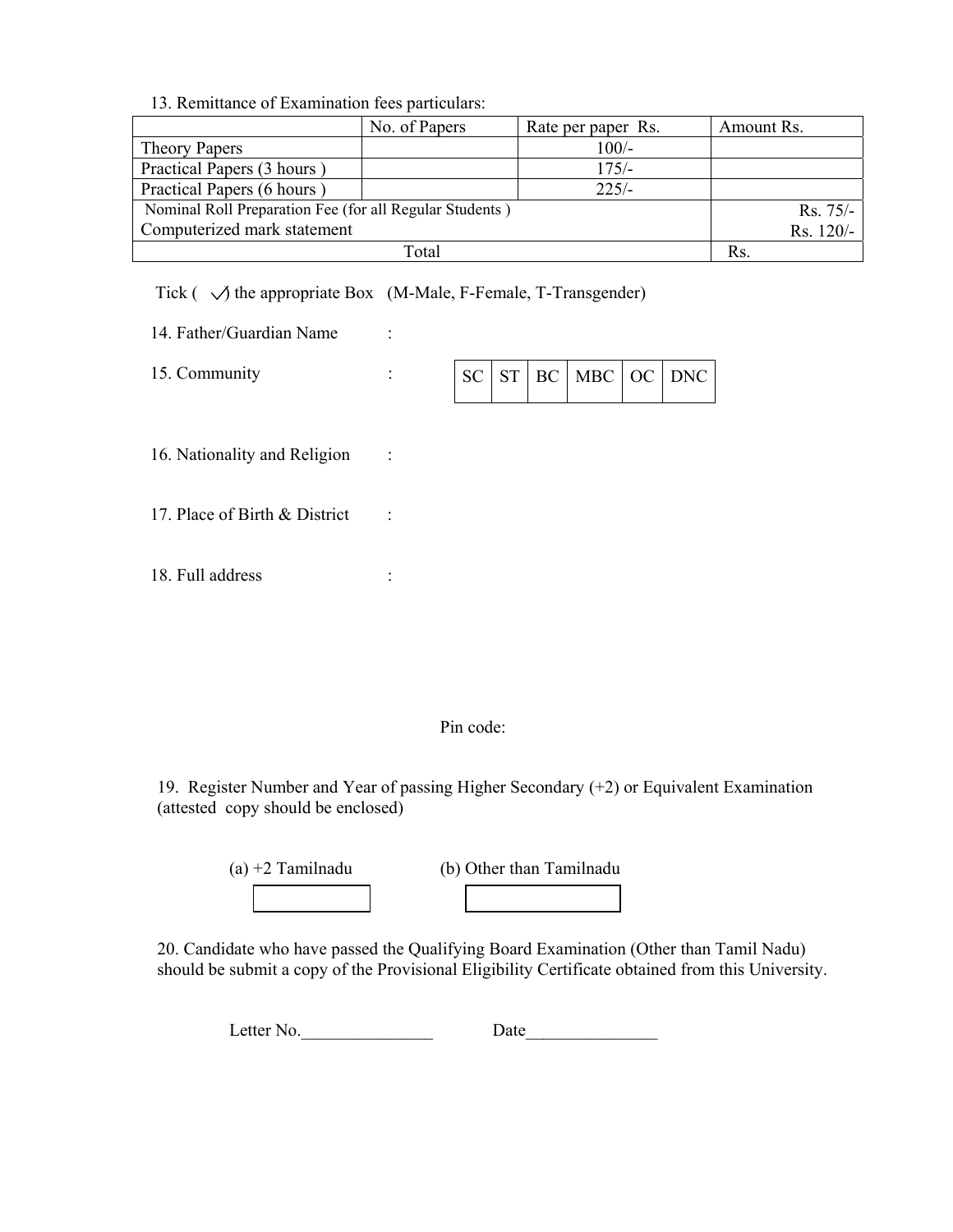13. Remittance of Examination fees particulars:

| | No. of Papers | Rate per paper Rs. | Amount Rs. |
|---|---|---|---|
| Theory Papers | | 100/- | |
| Practical Papers (3 hours ) | | 175/- | |
| Practical Papers (6 hours ) | | 225/- | |
| Nominal Roll Preparation Fee (for all Regular Students ) | | | Rs. 75/- |
| Computerized mark statement | | | Rs. 120/- |
| Total | | | Rs. |

Tick ( ✓) the appropriate Box (M-Male, F-Female, T-Transgender)

14. Father/Guardian Name :

15. Community :

| SC | ST | BC | MBC | OC | DNC |
|---|---|---|---|---|---|

16. Nationality and Religion :

17. Place of Birth & District :

18. Full address :

Pin code:

19. Register Number and Year of passing Higher Secondary (+2) or Equivalent Examination (attested copy should be enclosed)

(a) +2 Tamilnadu (b) Other than Tamilnadu

20. Candidate who have passed the Qualifying Board Examination (Other than Tamil Nadu) should be submit a copy of the Provisional Eligibility Certificate obtained from this University.

Letter No.\_\_\_\_\_\_\_\_\_\_\_\_\_\_\_ Date\_\_\_\_\_\_\_\_\_\_\_\_\_\_\_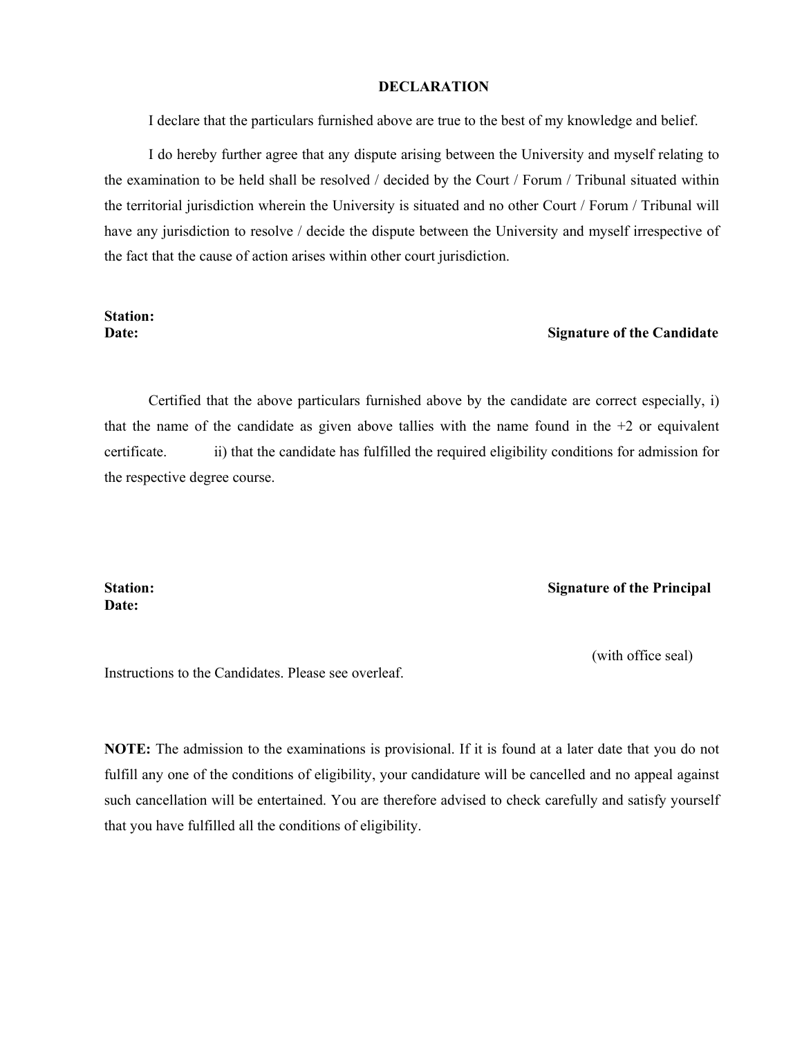## DECLARATION

I declare that the particulars furnished above are true to the best of my knowledge and belief.

I do hereby further agree that any dispute arising between the University and myself relating to the examination to be held shall be resolved / decided by the Court / Forum / Tribunal situated within the territorial jurisdiction wherein the University is situated and no other Court / Forum / Tribunal will have any jurisdiction to resolve / decide the dispute between the University and myself irrespective of the fact that the cause of action arises within other court jurisdiction.

**Station:**

**Date:** **Signature of the Candidate**

Certified that the above particulars furnished above by the candidate are correct especially, i) that the name of the candidate as given above tallies with the name found in the +2 or equivalent certificate. ii) that the candidate has fulfilled the required eligibility conditions for admission for the respective degree course.

**Station:** **Signature of the Principal**

**Date:**

(with office seal)

Instructions to the Candidates. Please see overleaf.

**NOTE:** The admission to the examinations is provisional. If it is found at a later date that you do not fulfill any one of the conditions of eligibility, your candidature will be cancelled and no appeal against such cancellation will be entertained. You are therefore advised to check carefully and satisfy yourself that you have fulfilled all the conditions of eligibility.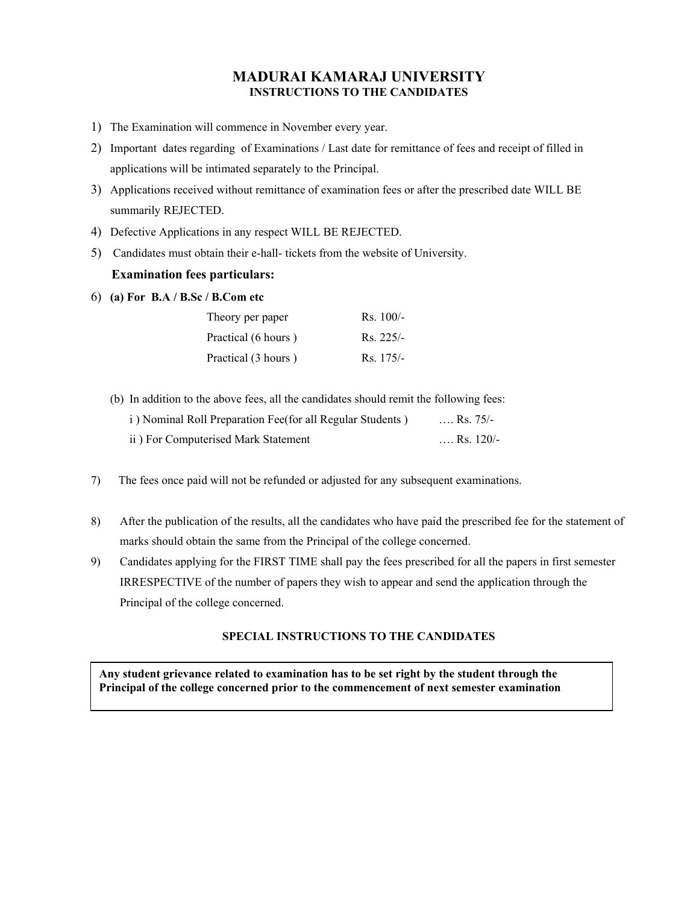# MADURAI KAMARAJ UNIVERSITY

## INSTRUCTIONS TO THE CANDIDATES

1) The Examination will commence in November every year.
2) Important dates regarding of Examinations / Last date for remittance of fees and receipt of filled in applications will be intimated separately to the Principal.
3) Applications received without remittance of examination fees or after the prescribed date WILL BE summarily REJECTED.
4) Defective Applications in any respect WILL BE REJECTED.
5) Candidates must obtain their e-hall- tickets from the website of University.

**Examination fees particulars:**

6) **(a) For B.A / B.Sc / B.Com etc**

| | |
|---|---|
| Theory per paper | Rs. 100/- |
| Practical (6 hours ) | Rs. 225/- |
| Practical (3 hours ) | Rs. 175/- |

(b) In addition to the above fees, all the candidates should remit the following fees:

i ) Nominal Roll Preparation Fee(for all Regular Students ) …. Rs. 75/-

ii ) For Computerised Mark Statement …. Rs. 120/-

7) The fees once paid will not be refunded or adjusted for any subsequent examinations.
8) After the publication of the results, all the candidates who have paid the prescribed fee for the statement of marks should obtain the same from the Principal of the college concerned.
9) Candidates applying for the FIRST TIME shall pay the fees prescribed for all the papers in first semester IRRESPECTIVE of the number of papers they wish to appear and send the application through the Principal of the college concerned.

### SPECIAL INSTRUCTIONS TO THE CANDIDATES

**Any student grievance related to examination has to be set right by the student through the Principal of the college concerned prior to the commencement of next semester examination**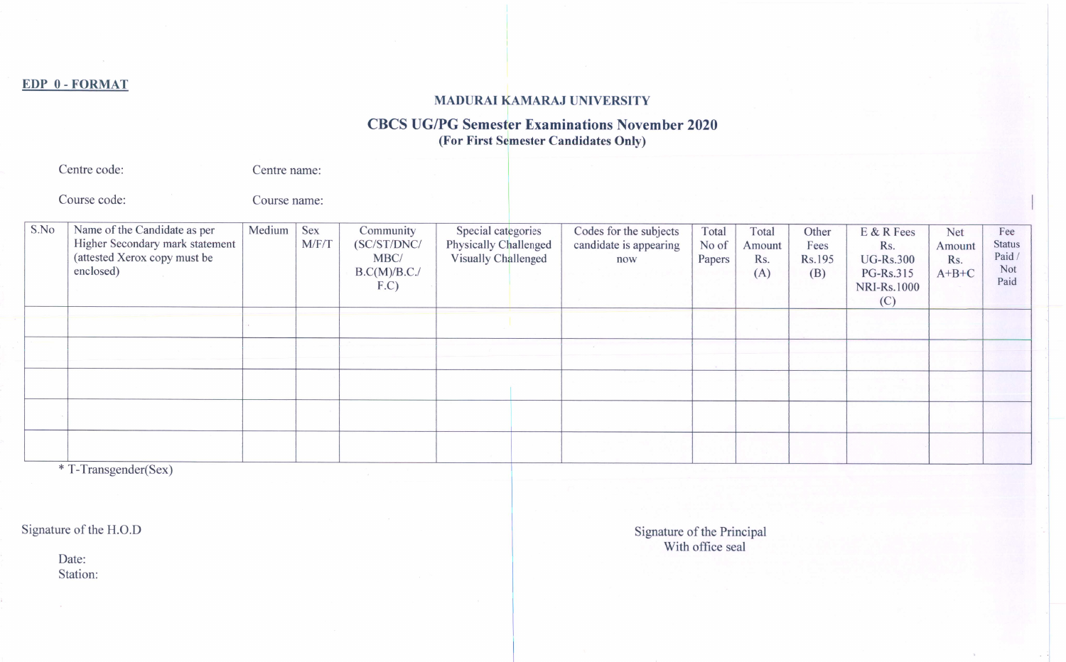**EDP 0 - FORMAT**

## MADURAI KAMARAJ UNIVERSITY

### CBCS UG/PG Semester Examinations November 2020

**(For First Semester Candidates Only)**

Centre code: Centre name:

Course code: Course name:

| S.No | Name of the Candidate as per Higher Secondary mark statement (attested Xerox copy must be enclosed) | Medium | Sex M/F/T | Community (SC/ST/DNC/ MBC/ B.C(M)/B.C./ F.C) | Special categories Physically Challenged Visually Challenged | Codes for the subjects candidate is appearing now | Total No of Papers | Total Amount Rs. (A) | Other Fees Rs.195 (B) | E & R Fees Rs. UG-Rs.300 PG-Rs.315 NRI-Rs.1000 (C) | Net Amount Rs. A+B+C | Fee Status Paid / Not Paid |
|---|---|---|---|---|---|---|---|---|---|---|---|---|
| | | | | | | | | | | | | |
| | | | | | | | | | | | | |
| | | | | | | | | | | | | |
| | | | | | | | | | | | | |
| | | | | | | | | | | | | |

\* T-Transgender(Sex)

Signature of the H.O.D

Signature of the Principal
With office seal

Date:
Station: